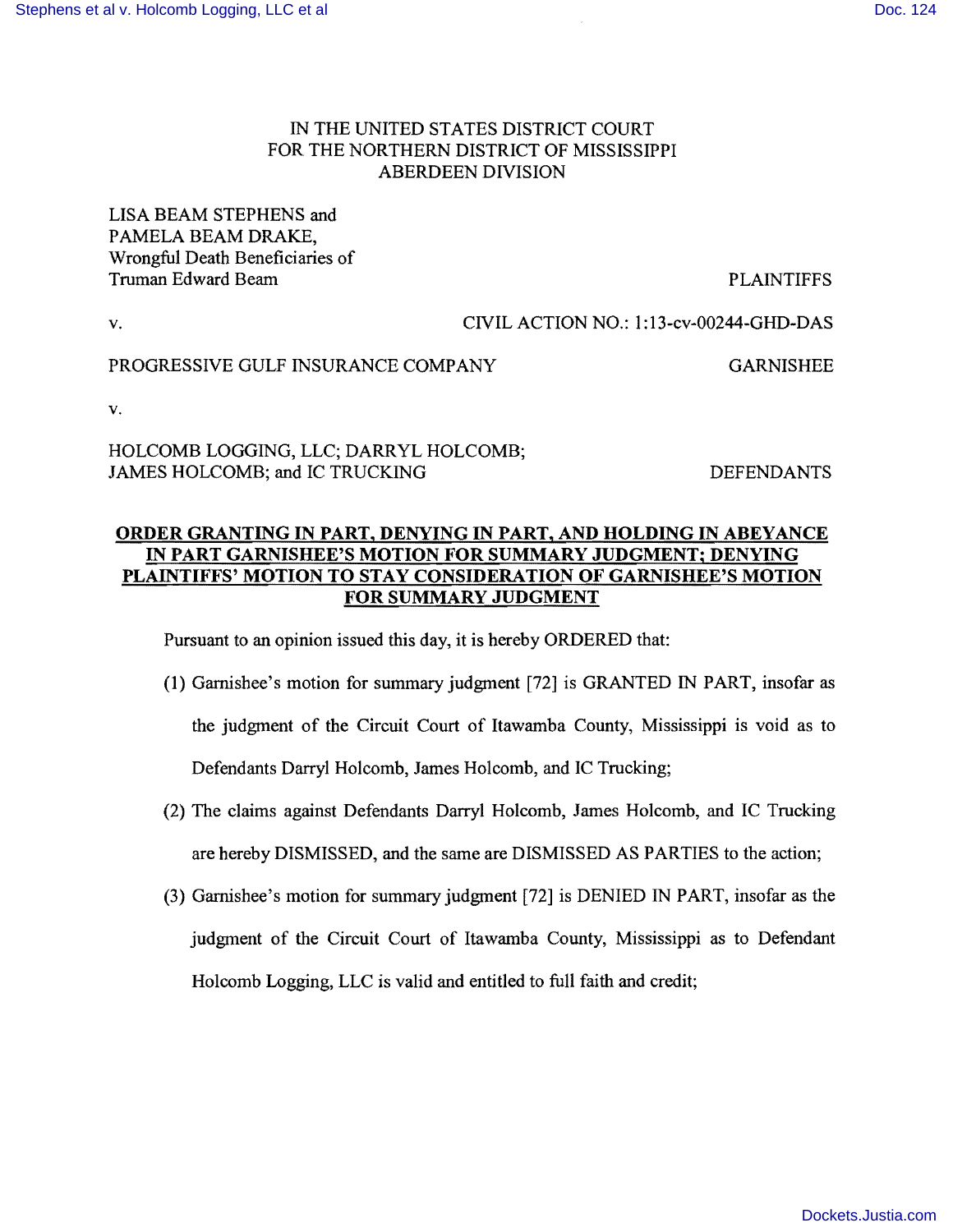IN THE UNITED STATES DISTRICT COURT
FOR THE NORTHERN DISTRICT OF MISSISSIPPI
ABERDEEN DIVISION

LISA BEAM STEPHENS and
PAMELA BEAM DRAKE,
Wrongful Death Beneficiaries of
Truman Edward Beam — PLAINTIFFS

v. — CIVIL ACTION NO.: 1:13-cv-00244-GHD-DAS

PROGRESSIVE GULF INSURANCE COMPANY — GARNISHEE

v.

HOLCOMB LOGGING, LLC; DARRYL HOLCOMB;
JAMES HOLCOMB; and IC TRUCKING — DEFENDANTS

**ORDER GRANTING IN PART, DENYING IN PART, AND HOLDING IN ABEYANCE IN PART GARNISHEE'S MOTION FOR SUMMARY JUDGMENT; DENYING PLAINTIFFS' MOTION TO STAY CONSIDERATION OF GARNISHEE'S MOTION FOR SUMMARY JUDGMENT**

Pursuant to an opinion issued this day, it is hereby ORDERED that:

(1) Garnishee's motion for summary judgment [72] is GRANTED IN PART, insofar as the judgment of the Circuit Court of Itawamba County, Mississippi is void as to Defendants Darryl Holcomb, James Holcomb, and IC Trucking;

(2) The claims against Defendants Darryl Holcomb, James Holcomb, and IC Trucking are hereby DISMISSED, and the same are DISMISSED AS PARTIES to the action;

(3) Garnishee's motion for summary judgment [72] is DENIED IN PART, insofar as the judgment of the Circuit Court of Itawamba County, Mississippi as to Defendant Holcomb Logging, LLC is valid and entitled to full faith and credit;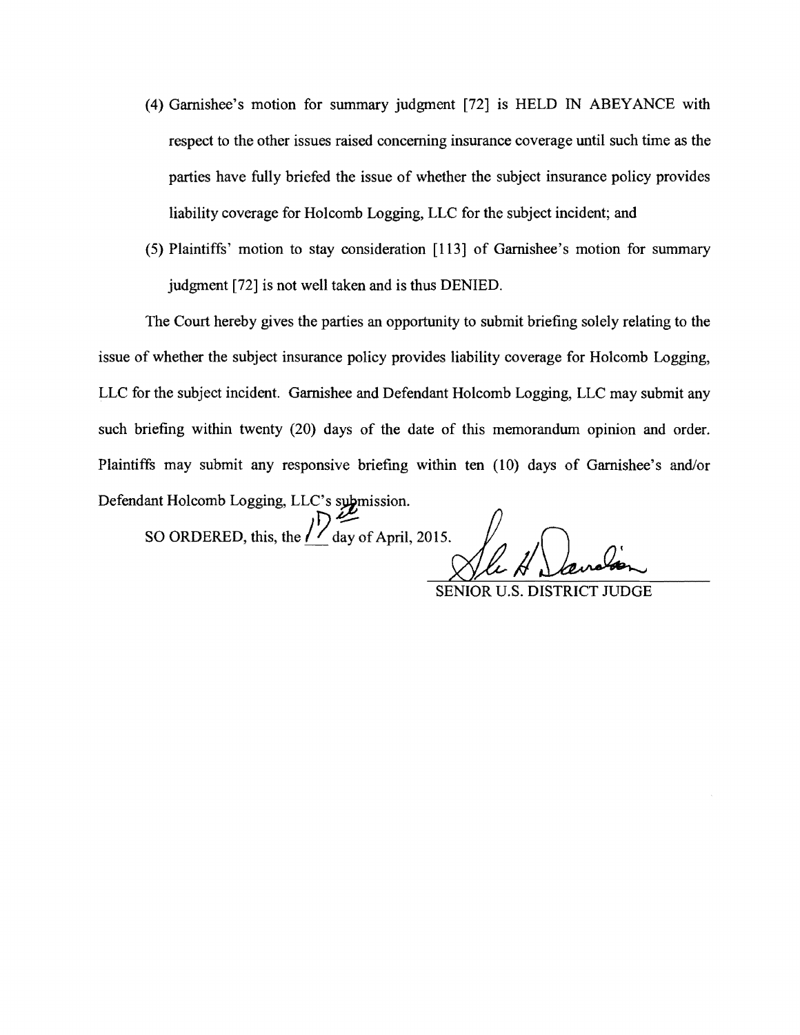(4) Garnishee's motion for summary judgment [72] is HELD IN ABEYANCE with respect to the other issues raised concerning insurance coverage until such time as the parties have fully briefed the issue of whether the subject insurance policy provides liability coverage for Holcomb Logging, LLC for the subject incident; and

(5) Plaintiffs' motion to stay consideration [113] of Garnishee's motion for summary judgment [72] is not well taken and is thus DENIED.

The Court hereby gives the parties an opportunity to submit briefing solely relating to the issue of whether the subject insurance policy provides liability coverage for Holcomb Logging, LLC for the subject incident. Garnishee and Defendant Holcomb Logging, LLC may submit any such briefing within twenty (20) days of the date of this memorandum opinion and order. Plaintiffs may submit any responsive briefing within ten (10) days of Garnishee's and/or Defendant Holcomb Logging, LLC's submission.

SO ORDERED, this, the 17th day of April, 2015.

SENIOR U.S. DISTRICT JUDGE